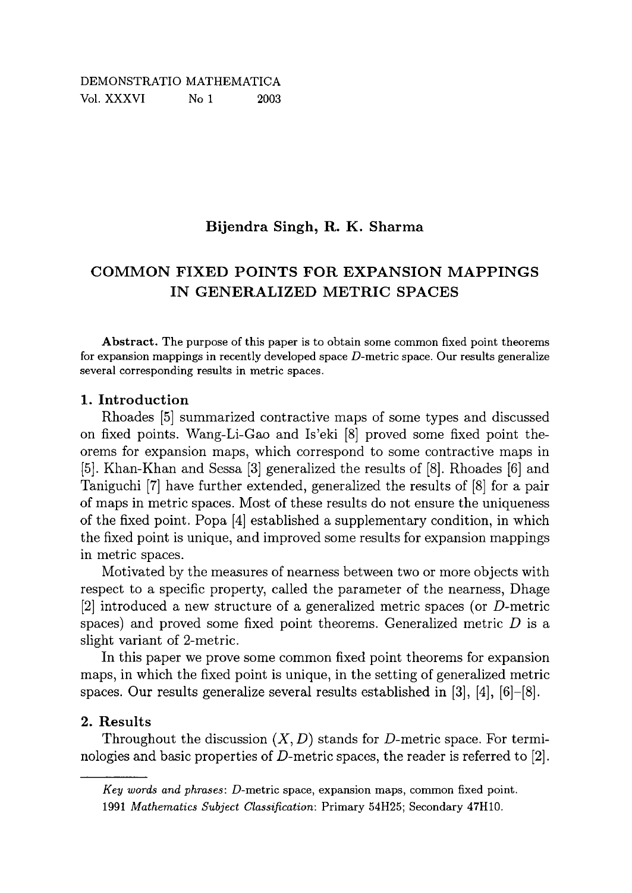DEMONSTRATIO MATHEMATICA
Vol. XXXVI No 1 2003

**Bijendra Singh, R. K. Sharma**

# COMMON FIXED POINTS FOR EXPANSION MAPPINGS IN GENERALIZED METRIC SPACES

**Abstract.** The purpose of this paper is to obtain some common fixed point theorems for expansion mappings in recently developed space $D$-metric space. Our results generalize several corresponding results in metric spaces.

## 1. Introduction

Rhoades [5] summarized contractive maps of some types and discussed on fixed points. Wang-Li-Gao and Is'eki [8] proved some fixed point theorems for expansion maps, which correspond to some contractive maps in [5]. Khan-Khan and Sessa [3] generalized the results of [8]. Rhoades [6] and Taniguchi [7] have further extended, generalized the results of [8] for a pair of maps in metric spaces. Most of these results do not ensure the uniqueness of the fixed point. Popa [4] established a supplementary condition, in which the fixed point is unique, and improved some results for expansion mappings in metric spaces.

Motivated by the measures of nearness between two or more objects with respect to a specific property, called the parameter of the nearness, Dhage [2] introduced a new structure of a generalized metric spaces (or $D$-metric spaces) and proved some fixed point theorems. Generalized metric $D$ is a slight variant of 2-metric.

In this paper we prove some common fixed point theorems for expansion maps, in which the fixed point is unique, in the setting of generalized metric spaces. Our results generalize several results established in [3], [4], [6]–[8].

## 2. Results

Throughout the discussion $(X, D)$ stands for $D$-metric space. For terminologies and basic properties of $D$-metric spaces, the reader is referred to [2].

---

*Key words and phrases*: $D$-metric space, expansion maps, common fixed point.

1991 *Mathematics Subject Classification*: Primary 54H25; Secondary 47H10.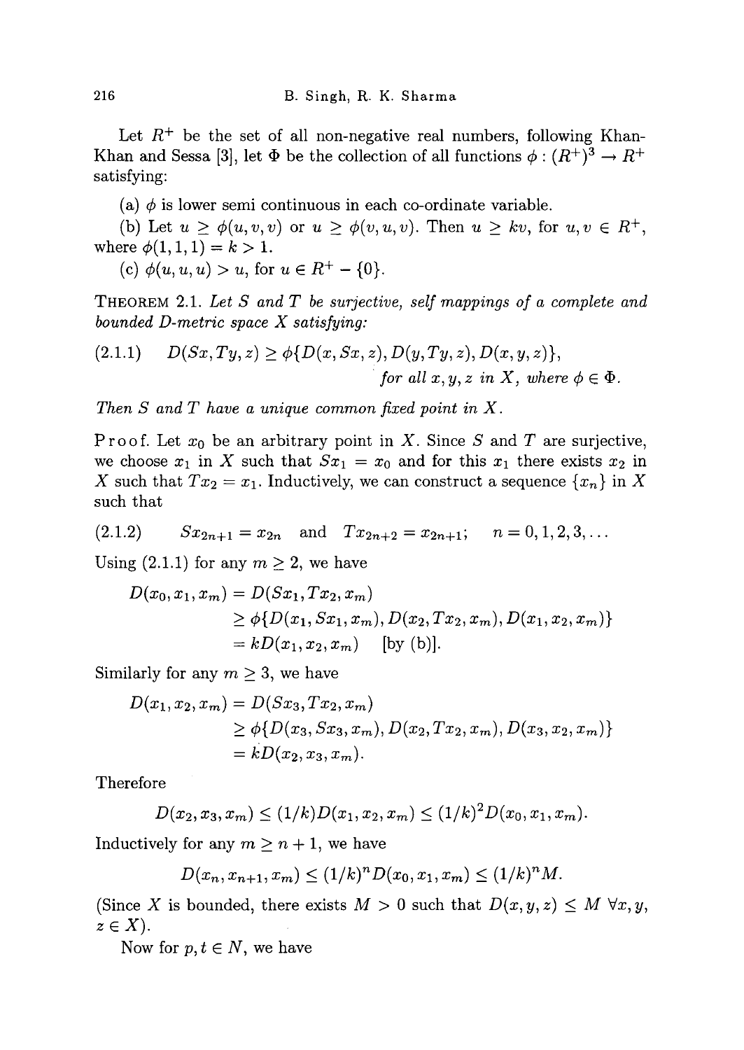Let $R^+$ be the set of all non-negative real numbers, following Khan-Khan and Sessa [3], let $\Phi$ be the collection of all functions $\phi : (R^+)^3 \to R^+$ satisfying:

(a) $\phi$ is lower semi continuous in each co-ordinate variable.

(b) Let $u \geq \phi(u, v, v)$ or $u \geq \phi(v, u, v)$. Then $u \geq kv$, for $u, v \in R^+$, where $\phi(1, 1, 1) = k > 1$.

(c) $\phi(u, u, u) > u$, for $u \in R^+ - \{0\}$.

THEOREM 2.1. *Let $S$ and $T$ be surjective, self mappings of a complete and bounded D-metric space $X$ satisfying:*

$$D(Sx, Ty, z) \geq \phi\{D(x, Sx, z), D(y, Ty, z), D(x, y, z)\}, \tag{2.1.1}$$

*for all $x, y, z$ in $X$, where $\phi \in \Phi$.*

*Then $S$ and $T$ have a unique common fixed point in $X$.*

Proof. Let $x_0$ be an arbitrary point in $X$. Since $S$ and $T$ are surjective, we choose $x_1$ in $X$ such that $Sx_1 = x_0$ and for this $x_1$ there exists $x_2$ in $X$ such that $Tx_2 = x_1$. Inductively, we can construct a sequence $\{x_n\}$ in $X$ such that

$$Sx_{2n+1} = x_{2n} \quad \text{and} \quad Tx_{2n+2} = x_{2n+1}; \qquad n = 0, 1, 2, 3, \ldots \tag{2.1.2}$$

Using (2.1.1) for any $m \geq 2$, we have

$$\begin{aligned} D(x_0, x_1, x_m) &= D(Sx_1, Tx_2, x_m) \\ &\geq \phi\{D(x_1, Sx_1, x_m), D(x_2, Tx_2, x_m), D(x_1, x_2, x_m)\} \\ &= kD(x_1, x_2, x_m) \quad \text{[by (b)]}. \end{aligned}$$

Similarly for any $m \geq 3$, we have

$$\begin{aligned} D(x_1, x_2, x_m) &= D(Sx_3, Tx_2, x_m) \\ &\geq \phi\{D(x_3, Sx_3, x_m), D(x_2, Tx_2, x_m), D(x_3, x_2, x_m)\} \\ &= kD(x_2, x_3, x_m). \end{aligned}$$

Therefore

$$D(x_2, x_3, x_m) \leq (1/k)D(x_1, x_2, x_m) \leq (1/k)^2 D(x_0, x_1, x_m).$$

Inductively for any $m \geq n+1$, we have

$$D(x_n, x_{n+1}, x_m) \leq (1/k)^n D(x_0, x_1, x_m) \leq (1/k)^n M.$$

(Since $X$ is bounded, there exists $M > 0$ such that $D(x, y, z) \leq M \ \forall x, y, z \in X$).

Now for $p, t \in N$, we have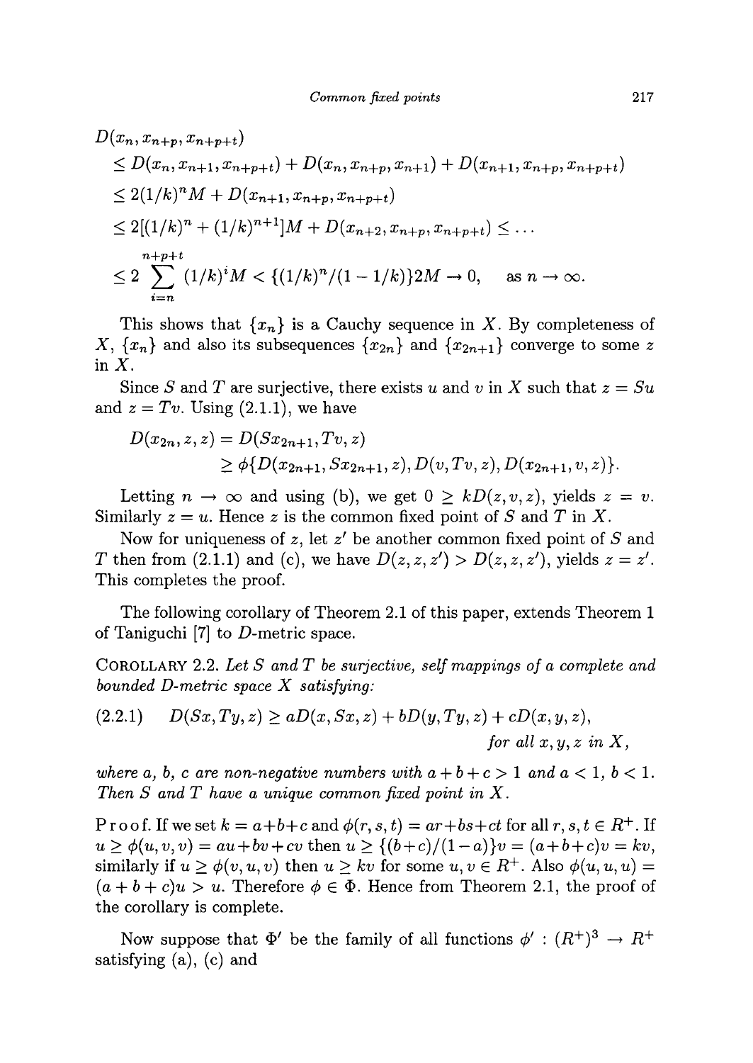$$
\begin{aligned}
&D(x_n, x_{n+p}, x_{n+p+t}) \\
&\quad \leq D(x_n, x_{n+1}, x_{n+p+t}) + D(x_n, x_{n+p}, x_{n+1}) + D(x_{n+1}, x_{n+p}, x_{n+p+t}) \\
&\quad \leq 2(1/k)^n M + D(x_{n+1}, x_{n+p}, x_{n+p+t}) \\
&\quad \leq 2[(1/k)^n + (1/k)^{n+1}]M + D(x_{n+2}, x_{n+p}, x_{n+p+t}) \leq \cdots \\
&\quad \leq 2 \sum_{i=n}^{n+p+t} (1/k)^i M < \{(1/k)^n/(1 - 1/k)\}2M \to 0, \quad \text{as } n \to \infty.
\end{aligned}
$$

This shows that $\{x_n\}$ is a Cauchy sequence in $X$. By completeness of $X$, $\{x_n\}$ and also its subsequences $\{x_{2n}\}$ and $\{x_{2n+1}\}$ converge to some $z$ in $X$.

Since $S$ and $T$ are surjective, there exists $u$ and $v$ in $X$ such that $z = Su$ and $z = Tv$. Using (2.1.1), we have

$$
\begin{aligned}
D(x_{2n}, z, z) &= D(Sx_{2n+1}, Tv, z) \\
&\geq \phi\{D(x_{2n+1}, Sx_{2n+1}, z), D(v, Tv, z), D(x_{2n+1}, v, z)\}.
\end{aligned}
$$

Letting $n \to \infty$ and using (b), we get $0 \geq kD(z, v, z)$, yields $z = v$. Similarly $z = u$. Hence $z$ is the common fixed point of $S$ and $T$ in $X$.

Now for uniqueness of $z$, let $z'$ be another common fixed point of $S$ and $T$ then from (2.1.1) and (c), we have $D(z, z, z') > D(z, z, z')$, yields $z = z'$. This completes the proof.

The following corollary of Theorem 2.1 of this paper, extends Theorem 1 of Taniguchi [7] to $D$-metric space.

COROLLARY 2.2. *Let $S$ and $T$ be surjective, self mappings of a complete and bounded $D$-metric space $X$ satisfying:*

$$
(2.2.1) \qquad D(Sx, Ty, z) \geq aD(x, Sx, z) + bD(y, Ty, z) + cD(x, y, z), \qquad \text{for all } x, y, z \text{ in } X,
$$

*where $a$, $b$, $c$ are non-negative numbers with $a + b + c > 1$ and $a < 1$, $b < 1$. Then $S$ and $T$ have a unique common fixed point in $X$.*

Proof. If we set $k = a+b+c$ and $\phi(r, s, t) = ar+bs+ct$ for all $r, s, t \in R^+$. If $u \geq \phi(u, v, v) = au+bv+cv$ then $u \geq \{(b+c)/(1-a)\}v = (a+b+c)v = kv$, similarly if $u \geq \phi(v, u, v)$ then $u \geq kv$ for some $u, v \in R^+$. Also $\phi(u, u, u) = (a + b + c)u > u$. Therefore $\phi \in \Phi$. Hence from Theorem 2.1, the proof of the corollary is complete.

Now suppose that $\Phi'$ be the family of all functions $\phi' : (R^+)^3 \to R^+$ satisfying (a), (c) and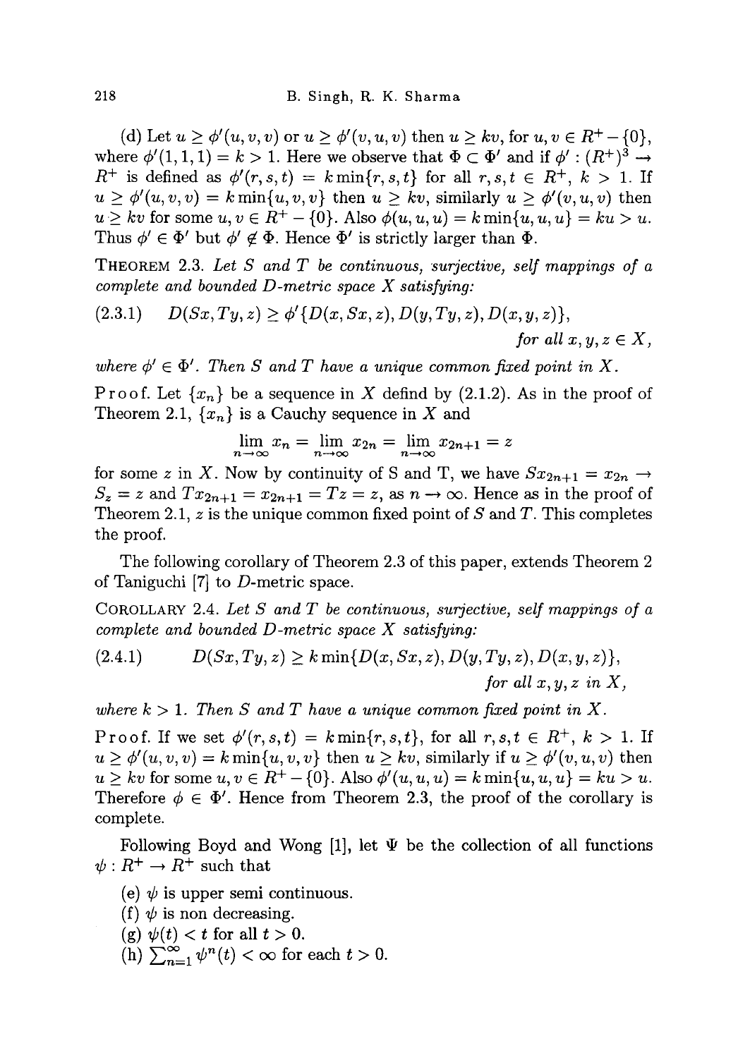(d) Let $u \geq \phi'(u, v, v)$ or $u \geq \phi'(v, u, v)$ then $u \geq kv$, for $u, v \in R^+ - \{0\}$, where $\phi'(1, 1, 1) = k > 1$. Here we observe that $\Phi \subset \Phi'$ and if $\phi' : (R^+)^3 \to R^+$ is defined as $\phi'(r, s, t) = k \min\{r, s, t\}$ for all $r, s, t \in R^+$, $k > 1$. If $u \geq \phi'(u, v, v) = k \min\{u, v, v\}$ then $u \geq kv$, similarly $u \geq \phi'(v, u, v)$ then $u \geq kv$ for some $u, v \in R^+ - \{0\}$. Also $\phi(u, u, u) = k \min\{u, u, u\} = ku > u$. Thus $\phi' \in \Phi'$ but $\phi' \notin \Phi$. Hence $\Phi'$ is strictly larger than $\Phi$.

THEOREM 2.3. *Let $S$ and $T$ be continuous, surjective, self mappings of a complete and bounded D-metric space $X$ satisfying:*

$$(2.3.1) \qquad D(Sx, Ty, z) \geq \phi'\{D(x, Sx, z), D(y, Ty, z), D(x, y, z)\}, \quad \text{for all } x, y, z \in X,$$

*where $\phi' \in \Phi'$. Then $S$ and $T$ have a unique common fixed point in $X$.*

Proof. Let $\{x_n\}$ be a sequence in $X$ defind by (2.1.2). As in the proof of Theorem 2.1, $\{x_n\}$ is a Cauchy sequence in $X$ and

$$\lim_{n \to \infty} x_n = \lim_{n \to \infty} x_{2n} = \lim_{n \to \infty} x_{2n+1} = z$$

for some $z$ in $X$. Now by continuity of S and T, we have $Sx_{2n+1} = x_{2n} \to S_z = z$ and $Tx_{2n+1} = x_{2n+1} = Tz = z$, as $n \to \infty$. Hence as in the proof of Theorem 2.1, $z$ is the unique common fixed point of $S$ and $T$. This completes the proof.

The following corollary of Theorem 2.3 of this paper, extends Theorem 2 of Taniguchi [7] to $D$-metric space.

COROLLARY 2.4. *Let $S$ and $T$ be continuous, surjective, self mappings of a complete and bounded D-metric space $X$ satisfying:*

$$(2.4.1) \qquad D(Sx, Ty, z) \geq k \min\{D(x, Sx, z), D(y, Ty, z), D(x, y, z)\}, \quad \text{for all } x, y, z \text{ in } X,$$

*where $k > 1$. Then $S$ and $T$ have a unique common fixed point in $X$.*

Proof. If we set $\phi'(r, s, t) = k \min\{r, s, t\}$, for all $r, s, t \in R^+$, $k > 1$. If $u \geq \phi'(u, v, v) = k \min\{u, v, v\}$ then $u \geq kv$, similarly if $u \geq \phi'(v, u, v)$ then $u \geq kv$ for some $u, v \in R^+ - \{0\}$. Also $\phi'(u, u, u) = k \min\{u, u, u\} = ku > u$. Therefore $\phi \in \Phi'$. Hence from Theorem 2.3, the proof of the corollary is complete.

Following Boyd and Wong [1], let $\Psi$ be the collection of all functions $\psi : R^+ \to R^+$ such that

(e) $\psi$ is upper semi continuous.

(f) $\psi$ is non decreasing.

(g) $\psi(t) < t$ for all $t > 0$.

(h) $\sum_{n=1}^{\infty} \psi^n(t) < \infty$ for each $t > 0$.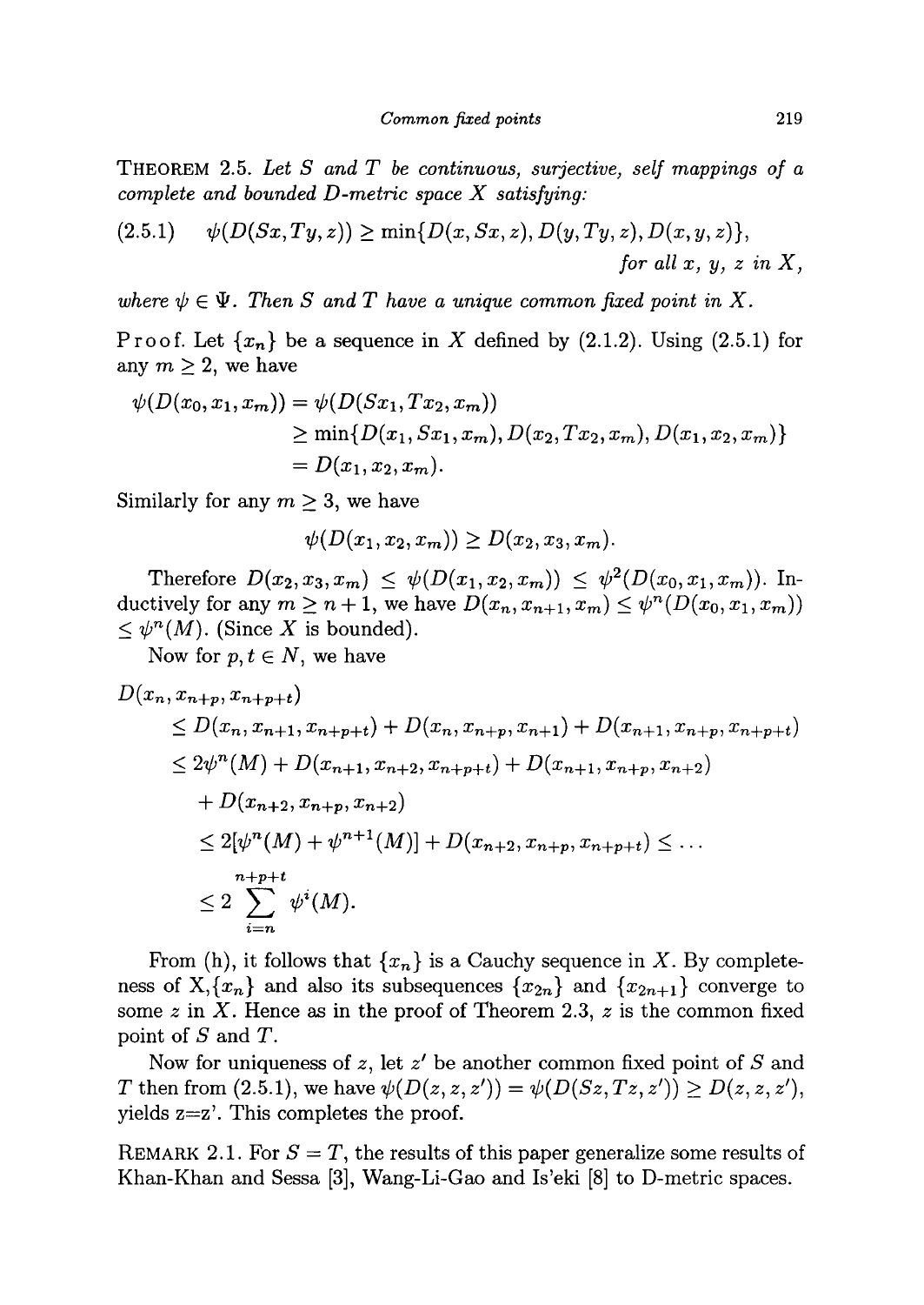**Theorem 2.5.** *Let $S$ and $T$ be continuous, surjective, self mappings of a complete and bounded D-metric space $X$ satisfying:*

$$(2.5.1) \quad \psi(D(Sx, Ty, z)) \geq \min\{D(x, Sx, z), D(y, Ty, z), D(x, y, z)\}, \quad \text{for all } x,\ y,\ z \text{ in } X,$$

*where $\psi \in \Psi$. Then $S$ and $T$ have a unique common fixed point in $X$.*

Proof. Let $\{x_n\}$ be a sequence in $X$ defined by (2.1.2). Using (2.5.1) for any $m \geq 2$, we have

$$\begin{aligned}
\psi(D(x_0, x_1, x_m)) &= \psi(D(Sx_1, Tx_2, x_m)) \\
&\geq \min\{D(x_1, Sx_1, x_m), D(x_2, Tx_2, x_m), D(x_1, x_2, x_m)\} \\
&= D(x_1, x_2, x_m).
\end{aligned}$$

Similarly for any $m \geq 3$, we have

$$\psi(D(x_1, x_2, x_m)) \geq D(x_2, x_3, x_m).$$

Therefore $D(x_2, x_3, x_m) \leq \psi(D(x_1, x_2, x_m)) \leq \psi^2(D(x_0, x_1, x_m))$. Inductively for any $m \geq n+1$, we have $D(x_n, x_{n+1}, x_m) \leq \psi^n(D(x_0, x_1, x_m)) \leq \psi^n(M)$. (Since $X$ is bounded).

Now for $p, t \in N$, we have

$$\begin{aligned}
D(x_n, x_{n+p}, x_{n+p+t}) &\leq D(x_n, x_{n+1}, x_{n+p+t}) + D(x_n, x_{n+p}, x_{n+1}) + D(x_{n+1}, x_{n+p}, x_{n+p+t}) \\
&\leq 2\psi^n(M) + D(x_{n+1}, x_{n+2}, x_{n+p+t}) + D(x_{n+1}, x_{n+p}, x_{n+2}) \\
&\quad + D(x_{n+2}, x_{n+p}, x_{n+2}) \\
&\leq 2[\psi^n(M) + \psi^{n+1}(M)] + D(x_{n+2}, x_{n+p}, x_{n+p+t}) \leq \dots \\
&\leq 2 \sum_{i=n}^{n+p+t} \psi^i(M).
\end{aligned}$$

From (h), it follows that $\{x_n\}$ is a Cauchy sequence in $X$. By completeness of X,$\{x_n\}$ and also its subsequences $\{x_{2n}\}$ and $\{x_{2n+1}\}$ converge to some $z$ in $X$. Hence as in the proof of Theorem 2.3, $z$ is the common fixed point of $S$ and $T$.

Now for uniqueness of $z$, let $z'$ be another common fixed point of $S$ and $T$ then from (2.5.1), we have $\psi(D(z, z, z')) = \psi(D(Sz, Tz, z')) \geq D(z, z, z')$, yields z=z'. This completes the proof.

**Remark 2.1.** For $S = T$, the results of this paper generalize some results of Khan-Khan and Sessa [3], Wang-Li-Gao and Is'eki [8] to D-metric spaces.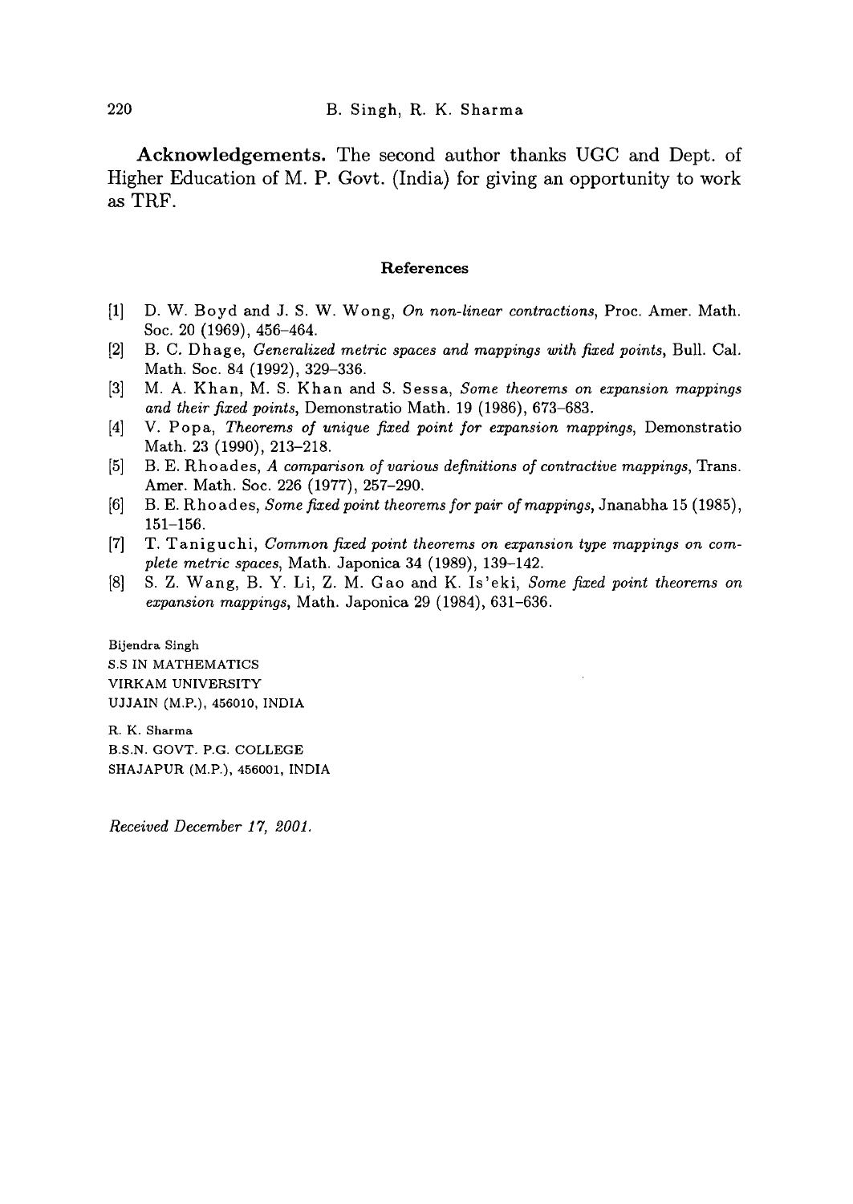**Acknowledgements.** The second author thanks UGC and Dept. of Higher Education of M. P. Govt. (India) for giving an opportunity to work as TRF.

## References

[1] D. W. Boyd and J. S. W. Wong, *On non-linear contractions*, Proc. Amer. Math. Soc. 20 (1969), 456–464.

[2] B. C. Dhage, *Generalized metric spaces and mappings with fixed points*, Bull. Cal. Math. Soc. 84 (1992), 329–336.

[3] M. A. Khan, M. S. Khan and S. Sessa, *Some theorems on expansion mappings and their fixed points*, Demonstratio Math. 19 (1986), 673–683.

[4] V. Popa, *Theorems of unique fixed point for expansion mappings*, Demonstratio Math. 23 (1990), 213–218.

[5] B. E. Rhoades, *A comparison of various definitions of contractive mappings*, Trans. Amer. Math. Soc. 226 (1977), 257–290.

[6] B. E. Rhoades, *Some fixed point theorems for pair of mappings*, Jnanabha 15 (1985), 151–156.

[7] T. Taniguchi, *Common fixed point theorems on expansion type mappings on complete metric spaces*, Math. Japonica 34 (1989), 139–142.

[8] S. Z. Wang, B. Y. Li, Z. M. Gao and K. Is'eki, *Some fixed point theorems on expansion mappings*, Math. Japonica 29 (1984), 631–636.

Bijendra Singh
S.S IN MATHEMATICS
VIRKAM UNIVERSITY
UJJAIN (M.P.), 456010, INDIA

R. K. Sharma
B.S.N. GOVT. P.G. COLLEGE
SHAJAPUR (M.P.), 456001, INDIA

*Received December 17, 2001.*